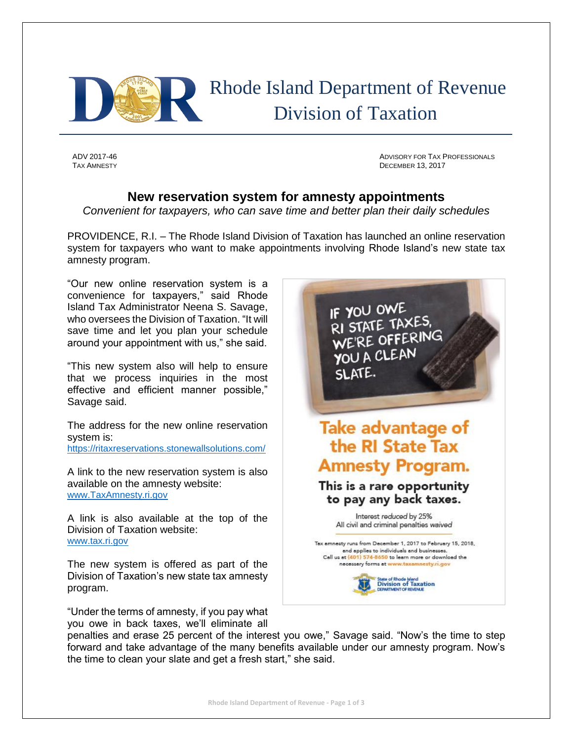# Rhode Island Department of Revenue Division of Taxation

ADV 2017-46
TAX AMNESTY

ADVISORY FOR TAX PROFESSIONALS
DECEMBER 13, 2017

## New reservation system for amnesty appointments

*Convenient for taxpayers, who can save time and better plan their daily schedules*

PROVIDENCE, R.I. – The Rhode Island Division of Taxation has launched an online reservation system for taxpayers who want to make appointments involving Rhode Island's new state tax amnesty program.

"Our new online reservation system is a convenience for taxpayers," said Rhode Island Tax Administrator Neena S. Savage, who oversees the Division of Taxation. "It will save time and let you plan your schedule around your appointment with us," she said.

"This new system also will help to ensure that we process inquiries in the most effective and efficient manner possible," Savage said.

The address for the new online reservation system is:
https://ritaxreservations.stonewallsolutions.com/

A link to the new reservation system is also available on the amnesty website:
www.TaxAmnesty.ri.gov

A link is also available at the top of the Division of Taxation website:
www.tax.ri.gov

The new system is offered as part of the Division of Taxation's new state tax amnesty program.

IF YOU OWE RI STATE TAXES, WE'RE OFFERING YOU A CLEAN SLATE.

**Take advantage of the RI State Tax Amnesty Program.**

**This is a rare opportunity to pay any back taxes.**

Interest *reduced* by 25%
All civil and criminal penalties *waived*

Tax amnesty runs from December 1, 2017 to February 15, 2018, and applies to individuals and businesses. Call us at (401) 574-8650 to learn more or download the necessary forms at www.taxamnesty.ri.gov

State of Rhode Island Division of Taxation DEPARTMENT OF REVENUE

"Under the terms of amnesty, if you pay what you owe in back taxes, we'll eliminate all penalties and erase 25 percent of the interest you owe," Savage said. "Now's the time to step forward and take advantage of the many benefits available under our amnesty program. Now's the time to clean your slate and get a fresh start," she said.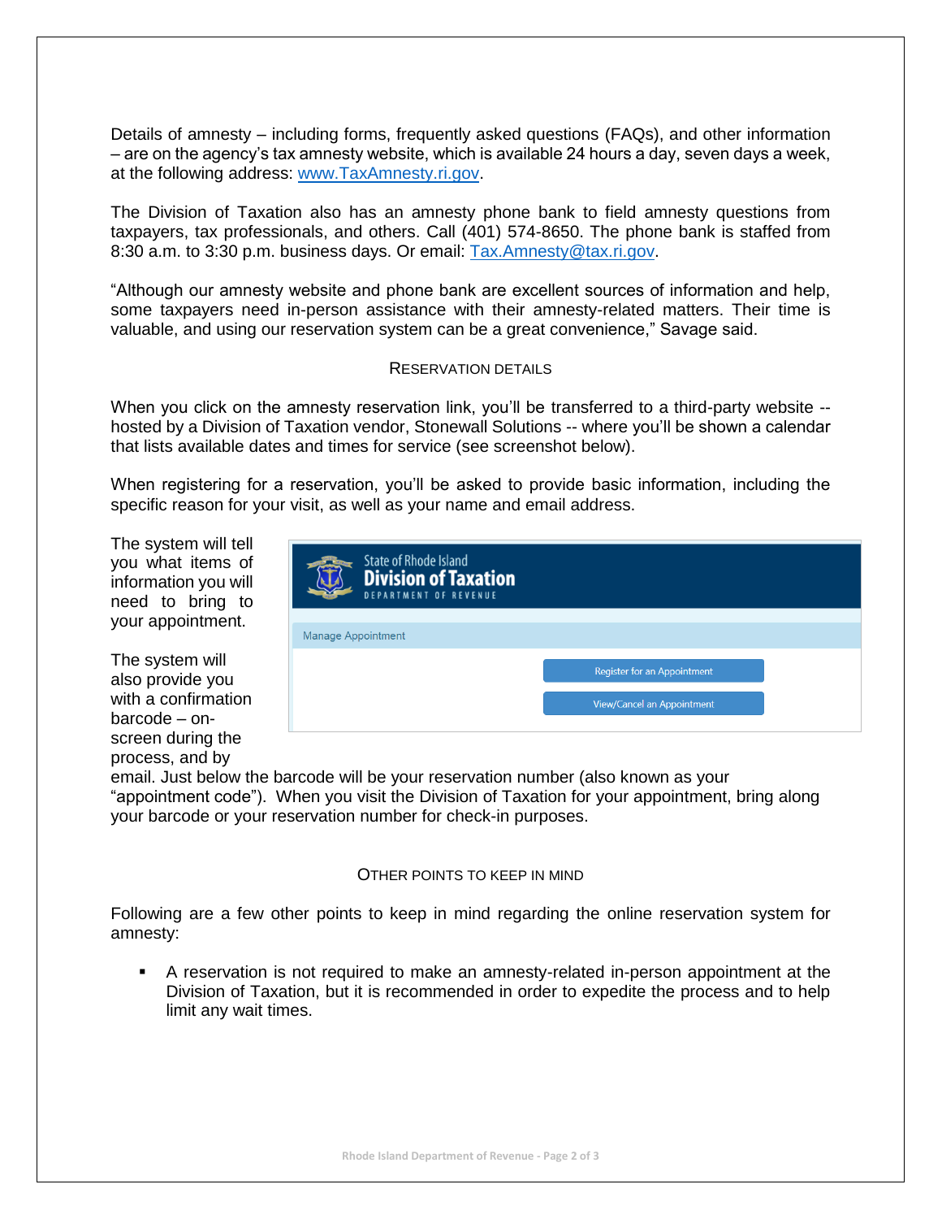Details of amnesty – including forms, frequently asked questions (FAQs), and other information – are on the agency's tax amnesty website, which is available 24 hours a day, seven days a week, at the following address: www.TaxAmnesty.ri.gov.

The Division of Taxation also has an amnesty phone bank to field amnesty questions from taxpayers, tax professionals, and others. Call (401) 574-8650. The phone bank is staffed from 8:30 a.m. to 3:30 p.m. business days. Or email: Tax.Amnesty@tax.ri.gov.

"Although our amnesty website and phone bank are excellent sources of information and help, some taxpayers need in-person assistance with their amnesty-related matters. Their time is valuable, and using our reservation system can be a great convenience," Savage said.

## RESERVATION DETAILS

When you click on the amnesty reservation link, you'll be transferred to a third-party website -- hosted by a Division of Taxation vendor, Stonewall Solutions -- where you'll be shown a calendar that lists available dates and times for service (see screenshot below).

When registering for a reservation, you'll be asked to provide basic information, including the specific reason for your visit, as well as your name and email address.

The system will tell you what items of information you will need to bring to your appointment.

The system will also provide you with a confirmation barcode – on-screen during the process, and by email. Just below the barcode will be your reservation number (also known as your "appointment code"). When you visit the Division of Taxation for your appointment, bring along your barcode or your reservation number for check-in purposes.

## OTHER POINTS TO KEEP IN MIND

Following are a few other points to keep in mind regarding the online reservation system for amnesty:

- A reservation is not required to make an amnesty-related in-person appointment at the Division of Taxation, but it is recommended in order to expedite the process and to help limit any wait times.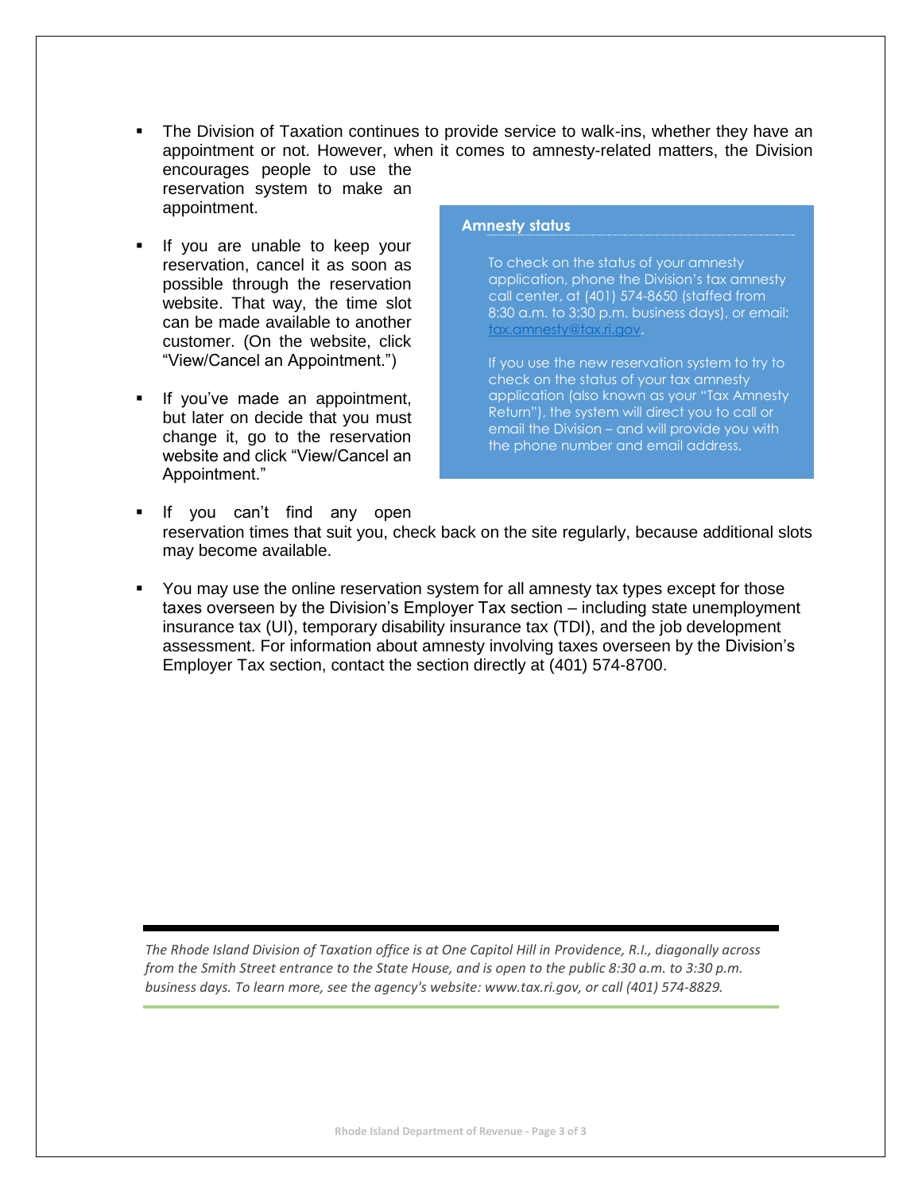- The Division of Taxation continues to provide service to walk-ins, whether they have an appointment or not. However, when it comes to amnesty-related matters, the Division encourages people to use the reservation system to make an appointment.

- If you are unable to keep your reservation, cancel it as soon as possible through the reservation website. That way, the time slot can be made available to another customer. (On the website, click "View/Cancel an Appointment.")

- If you've made an appointment, but later on decide that you must change it, go to the reservation website and click "View/Cancel an Appointment."

- If you can't find any open reservation times that suit you, check back on the site regularly, because additional slots may become available.

- You may use the online reservation system for all amnesty tax types except for those taxes overseen by the Division's Employer Tax section – including state unemployment insurance tax (UI), temporary disability insurance tax (TDI), and the job development assessment. For information about amnesty involving taxes overseen by the Division's Employer Tax section, contact the section directly at (401) 574-8700.

**Amnesty status**

To check on the status of your amnesty application, phone the Division's tax amnesty call center, at (401) 574-8650 (staffed from 8:30 a.m. to 3:30 p.m. business days), or email: tax.amnesty@tax.ri.gov.

If you use the new reservation system to try to check on the status of your tax amnesty application (also known as your "Tax Amnesty Return"), the system will direct you to call or email the Division – and will provide you with the phone number and email address.

---

*The Rhode Island Division of Taxation office is at One Capitol Hill in Providence, R.I., diagonally across from the Smith Street entrance to the State House, and is open to the public 8:30 a.m. to 3:30 p.m. business days. To learn more, see the agency's website: www.tax.ri.gov, or call (401) 574-8829.*